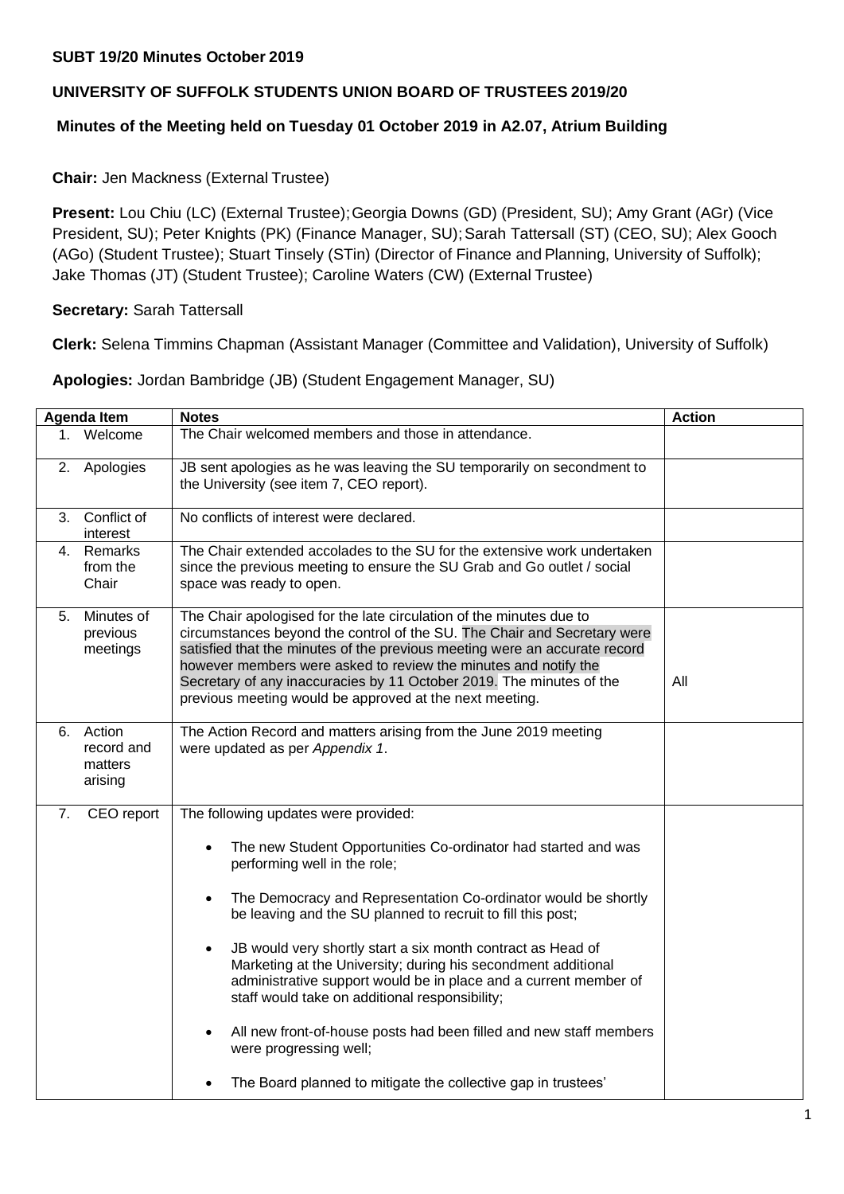**SUBT 19/20 Minutes October 2019**

**UNIVERSITY OF SUFFOLK STUDENTS UNION BOARD OF TRUSTEES 2019/20**

**Minutes of the Meeting held on Tuesday 01 October 2019 in A2.07, Atrium Building**

**Chair:** Jen Mackness (External Trustee)

**Present:** Lou Chiu (LC) (External Trustee); Georgia Downs (GD) (President, SU); Amy Grant (AGr) (Vice President, SU); Peter Knights (PK) (Finance Manager, SU); Sarah Tattersall (ST) (CEO, SU); Alex Gooch (AGo) (Student Trustee); Stuart Tinsely (STin) (Director of Finance and Planning, University of Suffolk); Jake Thomas (JT) (Student Trustee); Caroline Waters (CW) (External Trustee)

**Secretary:** Sarah Tattersall

**Clerk:** Selena Timmins Chapman (Assistant Manager (Committee and Validation), University of Suffolk)

**Apologies:** Jordan Bambridge (JB) (Student Engagement Manager, SU)

| Agenda Item | Notes | Action |
|---|---|---|
| 1. Welcome | The Chair welcomed members and those in attendance. | |
| 2. Apologies | JB sent apologies as he was leaving the SU temporarily on secondment to the University (see item 7, CEO report). | |
| 3. Conflict of interest | No conflicts of interest were declared. | |
| 4. Remarks from the Chair | The Chair extended accolades to the SU for the extensive work undertaken since the previous meeting to ensure the SU Grab and Go outlet / social space was ready to open. | |
| 5. Minutes of previous meetings | The Chair apologised for the late circulation of the minutes due to circumstances beyond the control of the SU. The Chair and Secretary were satisfied that the minutes of the previous meeting were an accurate record however members were asked to review the minutes and notify the Secretary of any inaccuracies by 11 October 2019. The minutes of the previous meeting would be approved at the next meeting. | All |
| 6. Action record and matters arising | The Action Record and matters arising from the June 2019 meeting were updated as per *Appendix 1*. | |
| 7. CEO report | The following updates were provided:<br><br>• The new Student Opportunities Co-ordinator had started and was performing well in the role;<br><br>• The Democracy and Representation Co-ordinator would be shortly be leaving and the SU planned to recruit to fill this post;<br><br>• JB would very shortly start a six month contract as Head of Marketing at the University; during his secondment additional administrative support would be in place and a current member of staff would take on additional responsibility;<br><br>• All new front-of-house posts had been filled and new staff members were progressing well;<br><br>• The Board planned to mitigate the collective gap in trustees' | |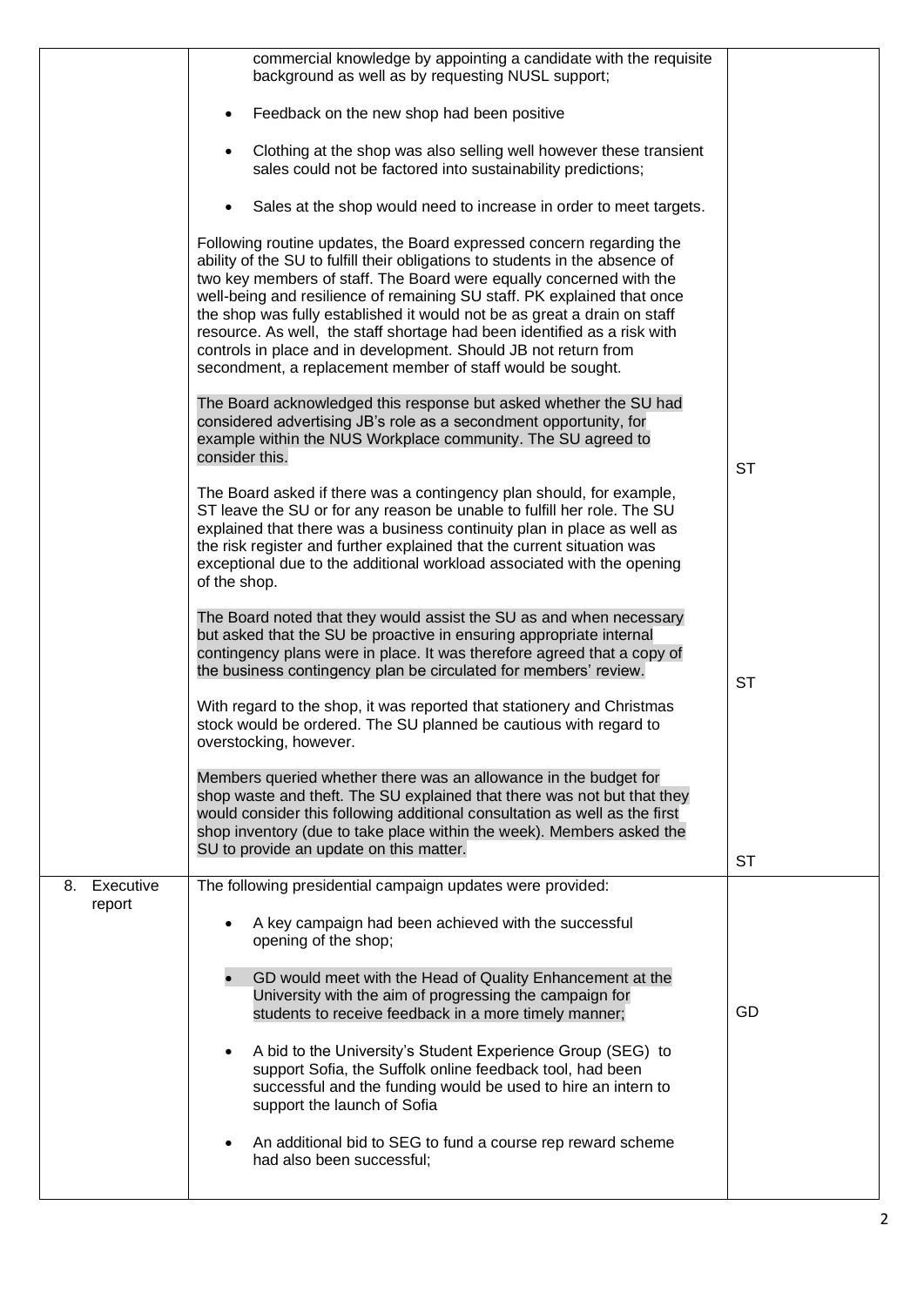| | | |
|---|---|---|
| | commercial knowledge by appointing a candidate with the requisite background as well as by requesting NUSL support;<br><br>• Feedback on the new shop had been positive<br><br>• Clothing at the shop was also selling well however these transient sales could not be factored into sustainability predictions;<br><br>• Sales at the shop would need to increase in order to meet targets.<br><br>Following routine updates, the Board expressed concern regarding the ability of the SU to fulfill their obligations to students in the absence of two key members of staff. The Board were equally concerned with the well-being and resilience of remaining SU staff. PK explained that once the shop was fully established it would not be as great a drain on staff resource. As well, the staff shortage had been identified as a risk with controls in place and in development. Should JB not return from secondment, a replacement member of staff would be sought.<br><br>The Board acknowledged this response but asked whether the SU had considered advertising JB's role as a secondment opportunity, for example within the NUS Workplace community. The SU agreed to consider this.<br><br>The Board asked if there was a contingency plan should, for example, ST leave the SU or for any reason be unable to fulfill her role. The SU explained that there was a business continuity plan in place as well as the risk register and further explained that the current situation was exceptional due to the additional workload associated with the opening of the shop.<br><br>The Board noted that they would assist the SU as and when necessary but asked that the SU be proactive in ensuring appropriate internal contingency plans were in place. It was therefore agreed that a copy of the business contingency plan be circulated for members' review.<br><br>With regard to the shop, it was reported that stationery and Christmas stock would be ordered. The SU planned be cautious with regard to overstocking, however.<br><br>Members queried whether there was an allowance in the budget for shop waste and theft. The SU explained that there was not but that they would consider this following additional consultation as well as the first shop inventory (due to take place within the week). Members asked the SU to provide an update on this matter. | ST<br><br>ST<br><br>ST |
| 8. Executive report | The following presidential campaign updates were provided:<br><br>• A key campaign had been achieved with the successful opening of the shop;<br><br>• GD would meet with the Head of Quality Enhancement at the University with the aim of progressing the campaign for students to receive feedback in a more timely manner;<br><br>• A bid to the University's Student Experience Group (SEG) to support Sofia, the Suffolk online feedback tool, had been successful and the funding would be used to hire an intern to support the launch of Sofia<br><br>• An additional bid to SEG to fund a course rep reward scheme had also been successful; | GD |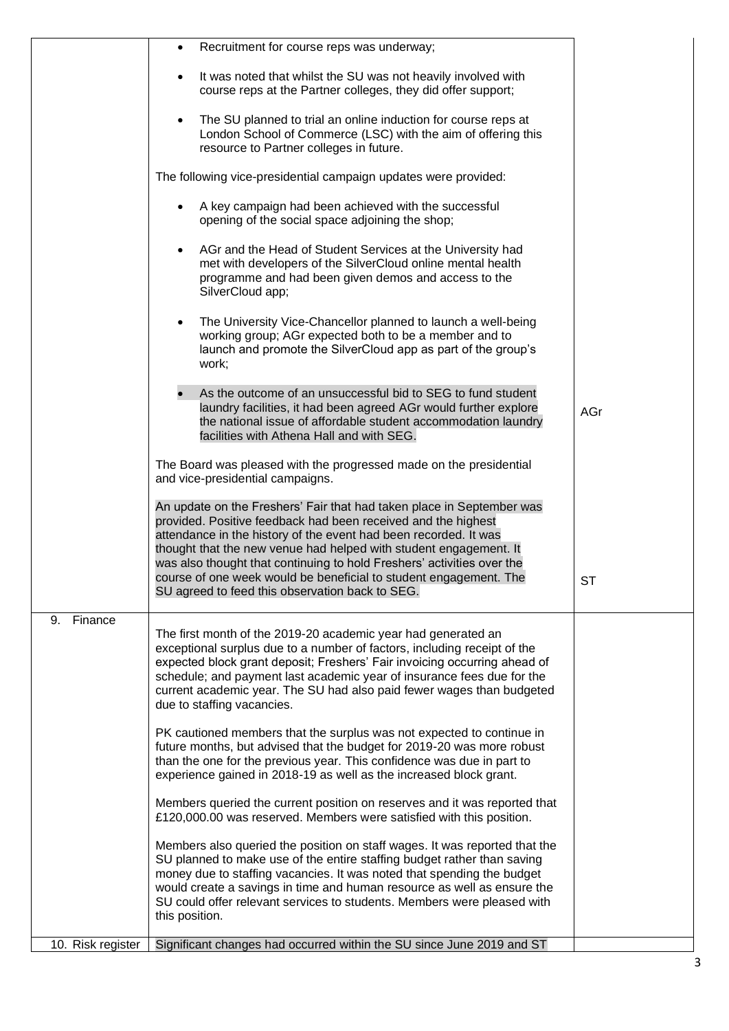| | | |
|---|---|---|
| | - Recruitment for course reps was underway;<br>- It was noted that whilst the SU was not heavily involved with course reps at the Partner colleges, they did offer support;<br>- The SU planned to trial an online induction for course reps at London School of Commerce (LSC) with the aim of offering this resource to Partner colleges in future.<br><br>The following vice-presidential campaign updates were provided:<br><br>- A key campaign had been achieved with the successful opening of the social space adjoining the shop;<br>- AGr and the Head of Student Services at the University had met with developers of the SilverCloud online mental health programme and had been given demos and access to the SilverCloud app;<br>- The University Vice-Chancellor planned to launch a well-being working group; AGr expected both to be a member and to launch and promote the SilverCloud app as part of the group's work;<br>- As the outcome of an unsuccessful bid to SEG to fund student laundry facilities, it had been agreed AGr would further explore the national issue of affordable student accommodation laundry facilities with Athena Hall and with SEG.<br><br>The Board was pleased with the progressed made on the presidential and vice-presidential campaigns.<br><br>An update on the Freshers' Fair that had taken place in September was provided. Positive feedback had been received and the highest attendance in the history of the event had been recorded. It was thought that the new venue had helped with student engagement. It was also thought that continuing to hold Freshers' activities over the course of one week would be beneficial to student engagement. The SU agreed to feed this observation back to SEG. | AGr<br><br><br><br><br><br><br><br>ST |
| 9. Finance | The first month of the 2019-20 academic year had generated an exceptional surplus due to a number of factors, including receipt of the expected block grant deposit; Freshers' Fair invoicing occurring ahead of schedule; and payment last academic year of insurance fees due for the current academic year. The SU had also paid fewer wages than budgeted due to staffing vacancies.<br><br>PK cautioned members that the surplus was not expected to continue in future months, but advised that the budget for 2019-20 was more robust than the one for the previous year. This confidence was due in part to experience gained in 2018-19 as well as the increased block grant.<br><br>Members queried the current position on reserves and it was reported that £120,000.00 was reserved. Members were satisfied with this position.<br><br>Members also queried the position on staff wages. It was reported that the SU planned to make use of the entire staffing budget rather than saving money due to staffing vacancies. It was noted that spending the budget would create a savings in time and human resource as well as ensure the SU could offer relevant services to students. Members were pleased with this position. | |
| 10. Risk register | Significant changes had occurred within the SU since June 2019 and ST | |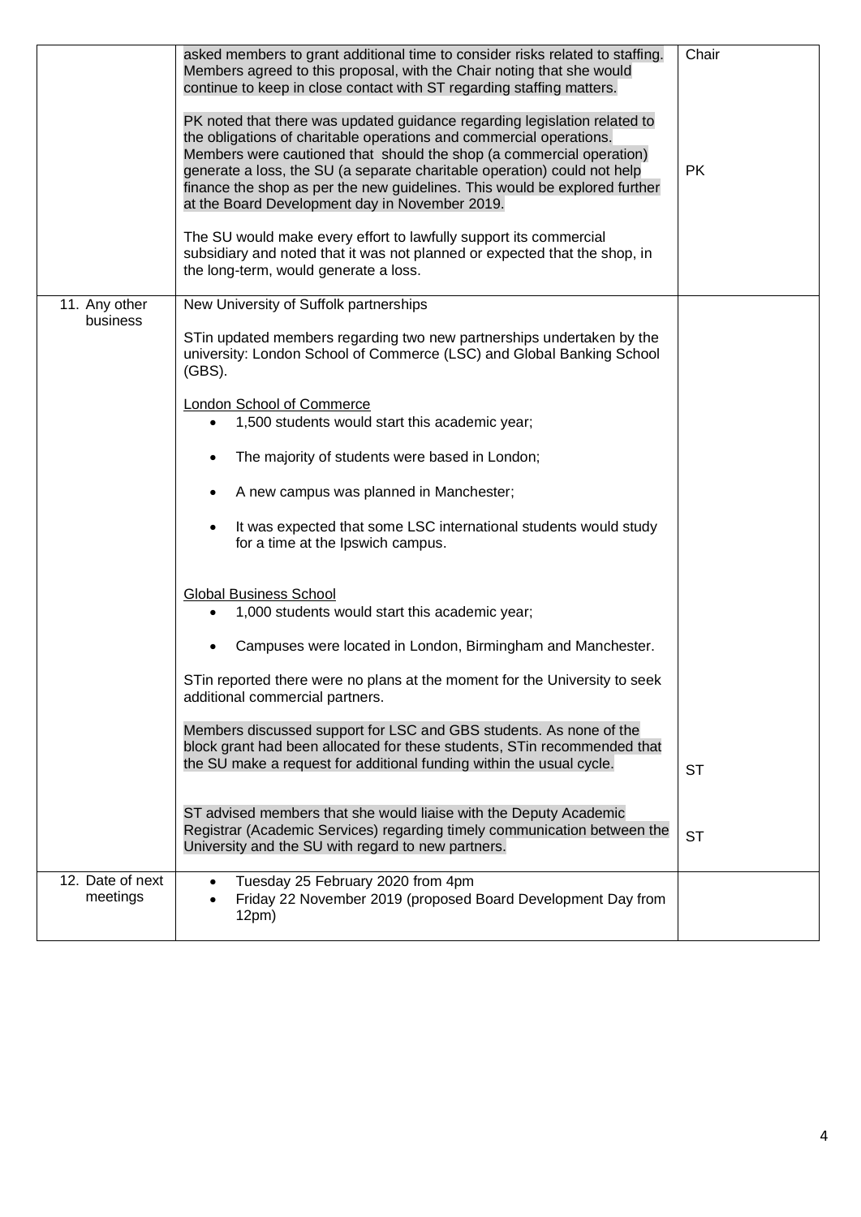| | | |
|---|---|---|
| | asked members to grant additional time to consider risks related to staffing. Members agreed to this proposal, with the Chair noting that she would continue to keep in close contact with ST regarding staffing matters.<br><br>PK noted that there was updated guidance regarding legislation related to the obligations of charitable operations and commercial operations. Members were cautioned that should the shop (a commercial operation) generate a loss, the SU (a separate charitable operation) could not help finance the shop as per the new guidelines. This would be explored further at the Board Development day in November 2019.<br><br>The SU would make every effort to lawfully support its commercial subsidiary and noted that it was not planned or expected that the shop, in the long-term, would generate a loss. | Chair<br><br><br><br>PK |
| 11. Any other business | New University of Suffolk partnerships<br><br>STin updated members regarding two new partnerships undertaken by the university: London School of Commerce (LSC) and Global Banking School (GBS).<br><br>London School of Commerce<br>• 1,500 students would start this academic year;<br>• The majority of students were based in London;<br>• A new campus was planned in Manchester;<br>• It was expected that some LSC international students would study for a time at the Ipswich campus.<br><br>Global Business School<br>• 1,000 students would start this academic year;<br>• Campuses were located in London, Birmingham and Manchester.<br><br>STin reported there were no plans at the moment for the University to seek additional commercial partners.<br><br>Members discussed support for LSC and GBS students. As none of the block grant had been allocated for these students, STin recommended that the SU make a request for additional funding within the usual cycle.<br><br>ST advised members that she would liaise with the Deputy Academic Registrar (Academic Services) regarding timely communication between the University and the SU with regard to new partners. | <br><br><br><br><br><br><br><br><br><br><br><br><br><br><br>ST<br><br>ST |
| 12. Date of next meetings | • Tuesday 25 February 2020 from 4pm<br>• Friday 22 November 2019 (proposed Board Development Day from 12pm) | |